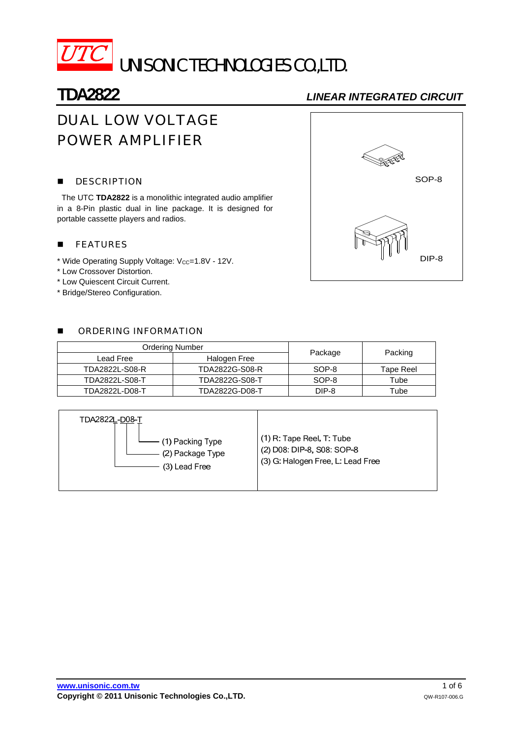UTC UNISONIC TECHNOLOGIES CO.,LTD.

# TDA2822

*LINEAR INTEGRATED CIRCUIT*

## DUAL LOW VOLTAGE POWER AMPLIFIER

### DESCRIPTION

The UTC **TDA2822** is a monolithic integrated audio amplifier in a 8-Pin plastic dual in line package. It is designed for portable cassette players and radios.

SOP-8

DIP-8

### FEATURES

* Wide Operating Supply Voltage: $V_{CC}$=1.8V - 12V.
* Low Crossover Distortion.
* Low Quiescent Circuit Current.
* Bridge/Stereo Configuration.

### ORDERING INFORMATION

| Ordering Number | | Package | Packing |
|---|---|---|---|
| Lead Free | Halogen Free | | |
| TDA2822L-S08-R | TDA2822G-S08-R | SOP-8 | Tape Reel |
| TDA2822L-S08-T | TDA2822G-S08-T | SOP-8 | Tube |
| TDA2822L-D08-T | TDA2822G-D08-T | DIP-8 | Tube |

| TDA2822L-D08-T | |
|---|---|
| (1) Packing Type | (1) R: Tape Reel, T: Tube |
| (2) Package Type | (2) D08: DIP-8, S08: SOP-8 |
| (3) Lead Free | (3) G: Halogen Free, L: Lead Free |

www.unisonic.com.tw

Copyright © 2011 Unisonic Technologies Co.,LTD.

QW-R107-006.G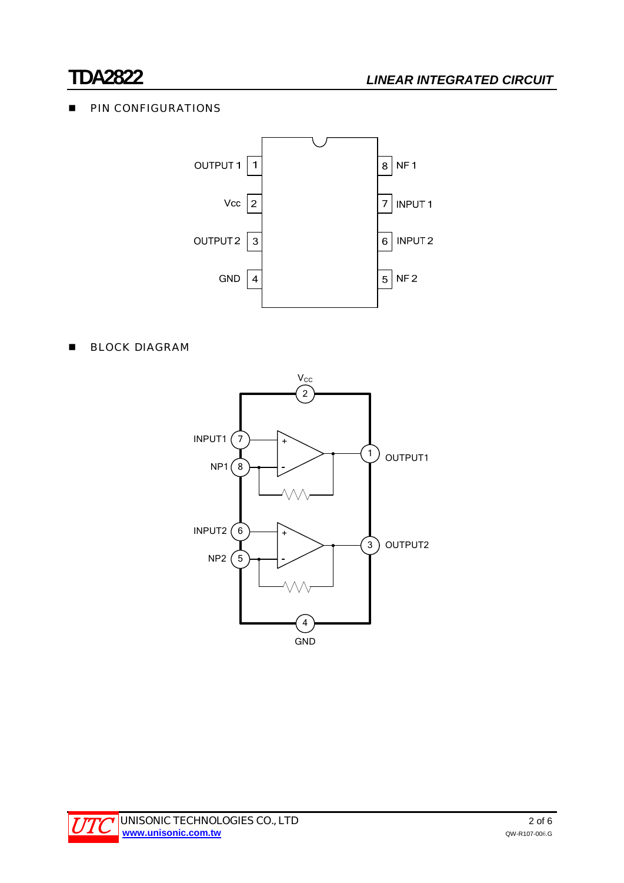## PIN CONFIGURATIONS

| Pin | Name | Pin | Name |
|---|---|---|---|
| 1 | OUTPUT 1 | 8 | NF 1 |
| 2 | Vcc | 7 | INPUT 1 |
| 3 | OUTPUT 2 | 6 | INPUT 2 |
| 4 | GND | 5 | NF 2 |

## BLOCK DIAGRAM

$V_{CC}$ 2

INPUT1 7, NP1 8, OUTPUT1 1

INPUT2 6, NP2 5, OUTPUT2 3

4 GND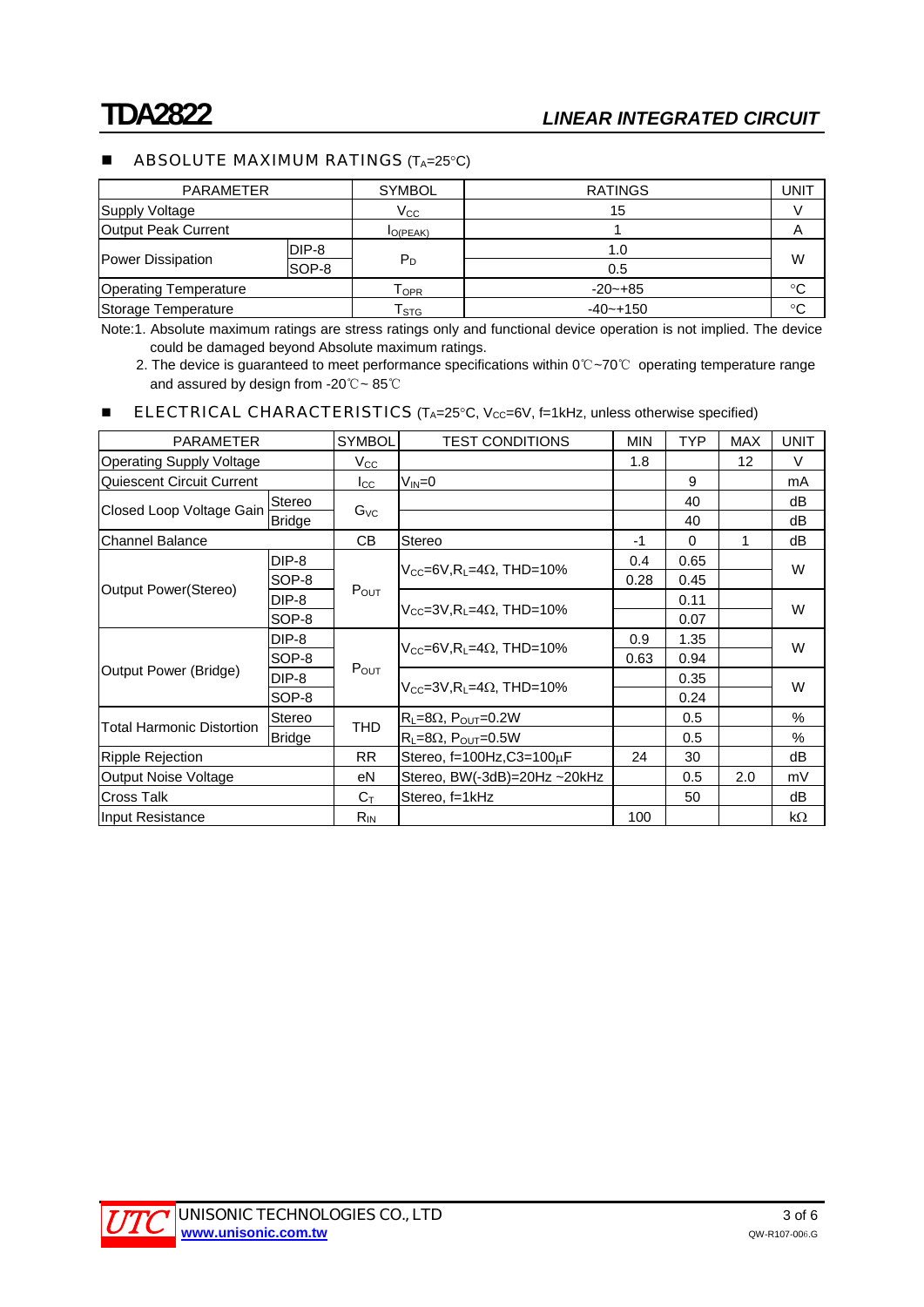## ■ ABSOLUTE MAXIMUM RATINGS ($T_A$=25°C)

| PARAMETER | | SYMBOL | RATINGS | UNIT |
|---|---|---|---|---|
| Supply Voltage | | $V_{CC}$ | 15 | V |
| Output Peak Current | | $I_{O(PEAK)}$ | 1 | A |
| Power Dissipation | DIP-8 | $P_D$ | 1.0 | W |
| | SOP-8 | | 0.5 | |
| Operating Temperature | | $T_{OPR}$ | -20~+85 | °C |
| Storage Temperature | | $T_{STG}$ | -40~+150 | °C |

Note:1. Absolute maximum ratings are stress ratings only and functional device operation is not implied. The device could be damaged beyond Absolute maximum ratings.

2. The device is guaranteed to meet performance specifications within 0℃~70℃ operating temperature range and assured by design from -20℃~ 85℃

## ■ ELECTRICAL CHARACTERISTICS ($T_A$=25°C, $V_{CC}$=6V, f=1kHz, unless otherwise specified)

| PARAMETER | | SYMBOL | TEST CONDITIONS | MIN | TYP | MAX | UNIT |
|---|---|---|---|---|---|---|---|
| Operating Supply Voltage | | $V_{CC}$ | | 1.8 | | 12 | V |
| Quiescent Circuit Current | | $I_{CC}$ | $V_{IN}$=0 | | 9 | | mA |
| Closed Loop Voltage Gain | Stereo | $G_{VC}$ | | | 40 | | dB |
| | Bridge | | | | 40 | | dB |
| Channel Balance | | CB | Stereo | -1 | 0 | 1 | dB |
| Output Power(Stereo) | DIP-8 | $P_{OUT}$ | $V_{CC}$=6V,$R_L$=4Ω, THD=10% | 0.4 | 0.65 | | W |
| | SOP-8 | | | 0.28 | 0.45 | | |
| | DIP-8 | | $V_{CC}$=3V,$R_L$=4Ω, THD=10% | | 0.11 | | W |
| | SOP-8 | | | | 0.07 | | |
| Output Power (Bridge) | DIP-8 | $P_{OUT}$ | $V_{CC}$=6V,$R_L$=4Ω, THD=10% | 0.9 | 1.35 | | W |
| | SOP-8 | | | 0.63 | 0.94 | | |
| | DIP-8 | | $V_{CC}$=3V,$R_L$=4Ω, THD=10% | | 0.35 | | W |
| | SOP-8 | | | | 0.24 | | |
| Total Harmonic Distortion | Stereo | THD | $R_L$=8Ω, $P_{OUT}$=0.2W | | 0.5 | | % |
| | Bridge | | $R_L$=8Ω, $P_{OUT}$=0.5W | | 0.5 | | % |
| Ripple Rejection | | RR | Stereo, f=100Hz,C3=100μF | 24 | 30 | | dB |
| Output Noise Voltage | | eN | Stereo, BW(-3dB)=20Hz ~20kHz | | 0.5 | 2.0 | mV |
| Cross Talk | | $C_T$ | Stereo, f=1kHz | | 50 | | dB |
| Input Resistance | | $R_{IN}$ | | 100 | | | kΩ |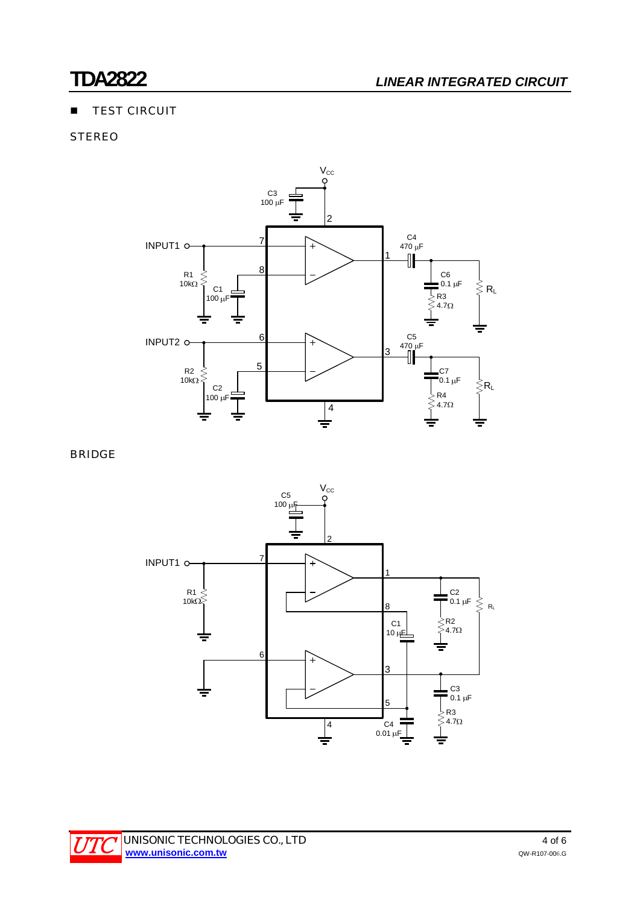## ■ TEST CIRCUIT

### STEREO

### BRIDGE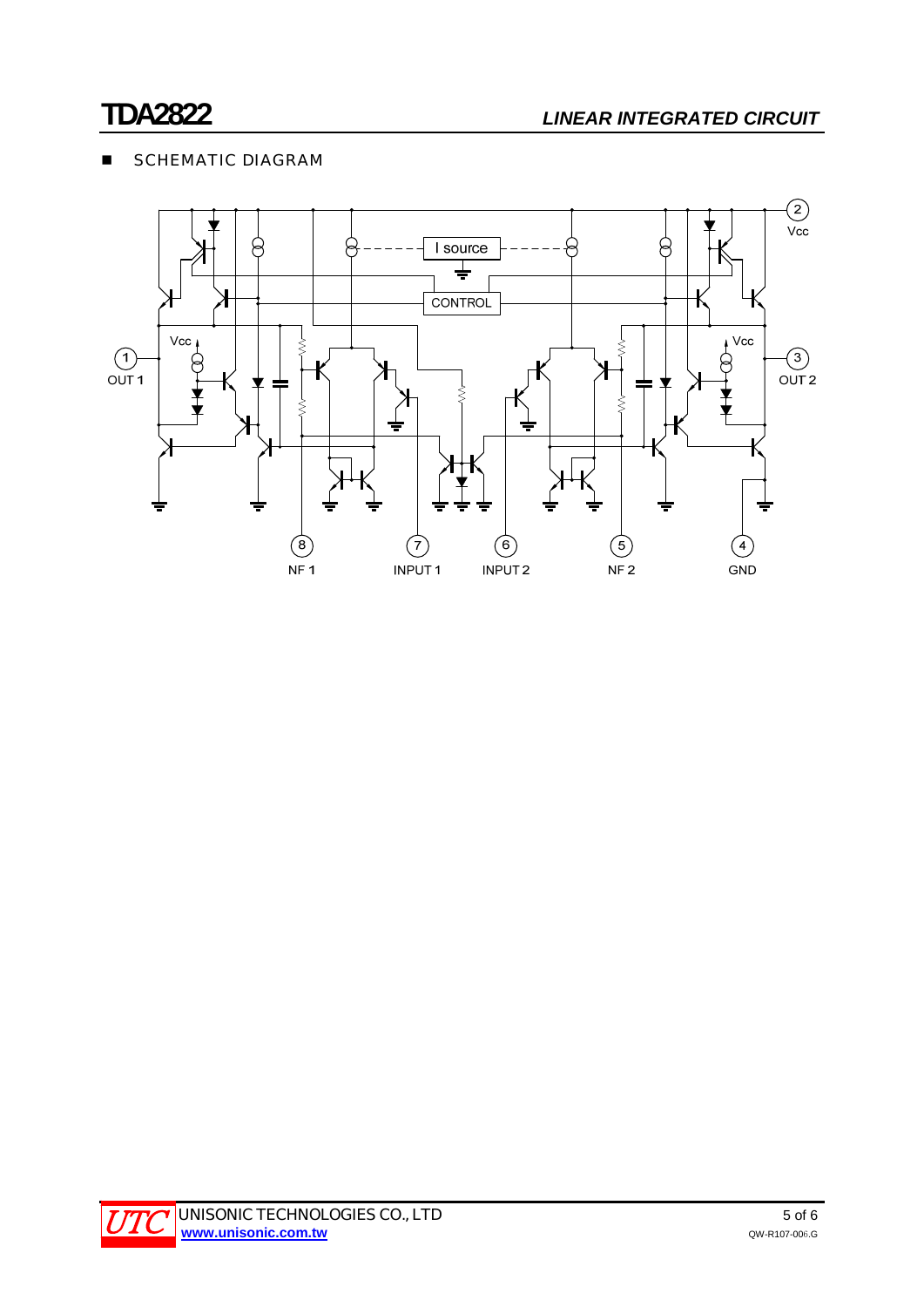## ■ SCHEMATIC DIAGRAM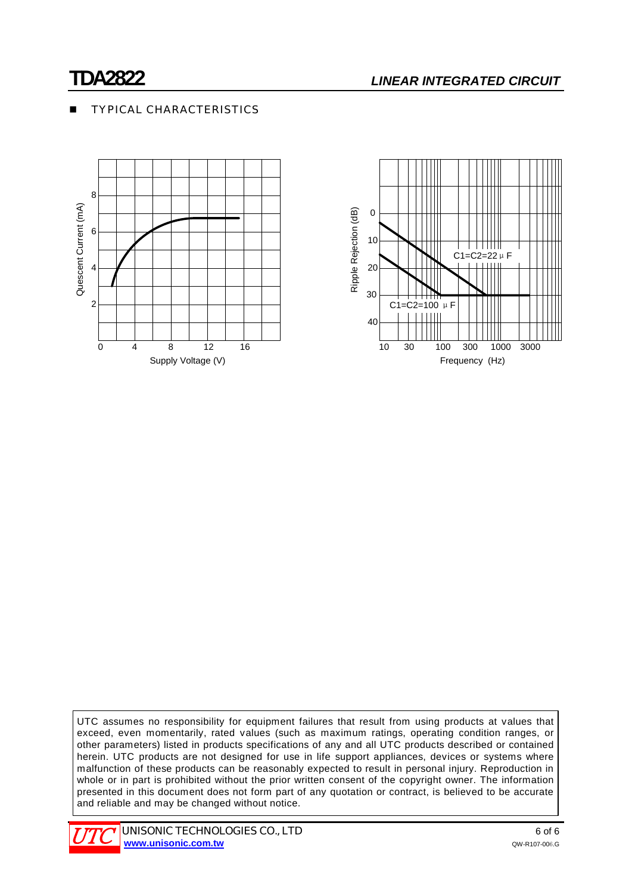## TYPICAL CHARACTERISTICS

Quescent Current (mA)

8
6
4
2
0
4
8
12
16

Supply Voltage (V)

Ripple Rejection (dB)

0
10
20
30
40

C1=C2=22 μ F

C1=C2=100 μ F

10
30
100
300
1000
3000

Frequency (Hz)

UTC assumes no responsibility for equipment failures that result from using products at values that exceed, even momentarily, rated values (such as maximum ratings, operating condition ranges, or other parameters) listed in products specifications of any and all UTC products described or contained herein. UTC products are not designed for use in life support appliances, devices or systems where malfunction of these products can be reasonably expected to result in personal injury. Reproduction in whole or in part is prohibited without the prior written consent of the copyright owner. The information presented in this document does not form part of any quotation or contract, is believed to be accurate and reliable and may be changed without notice.